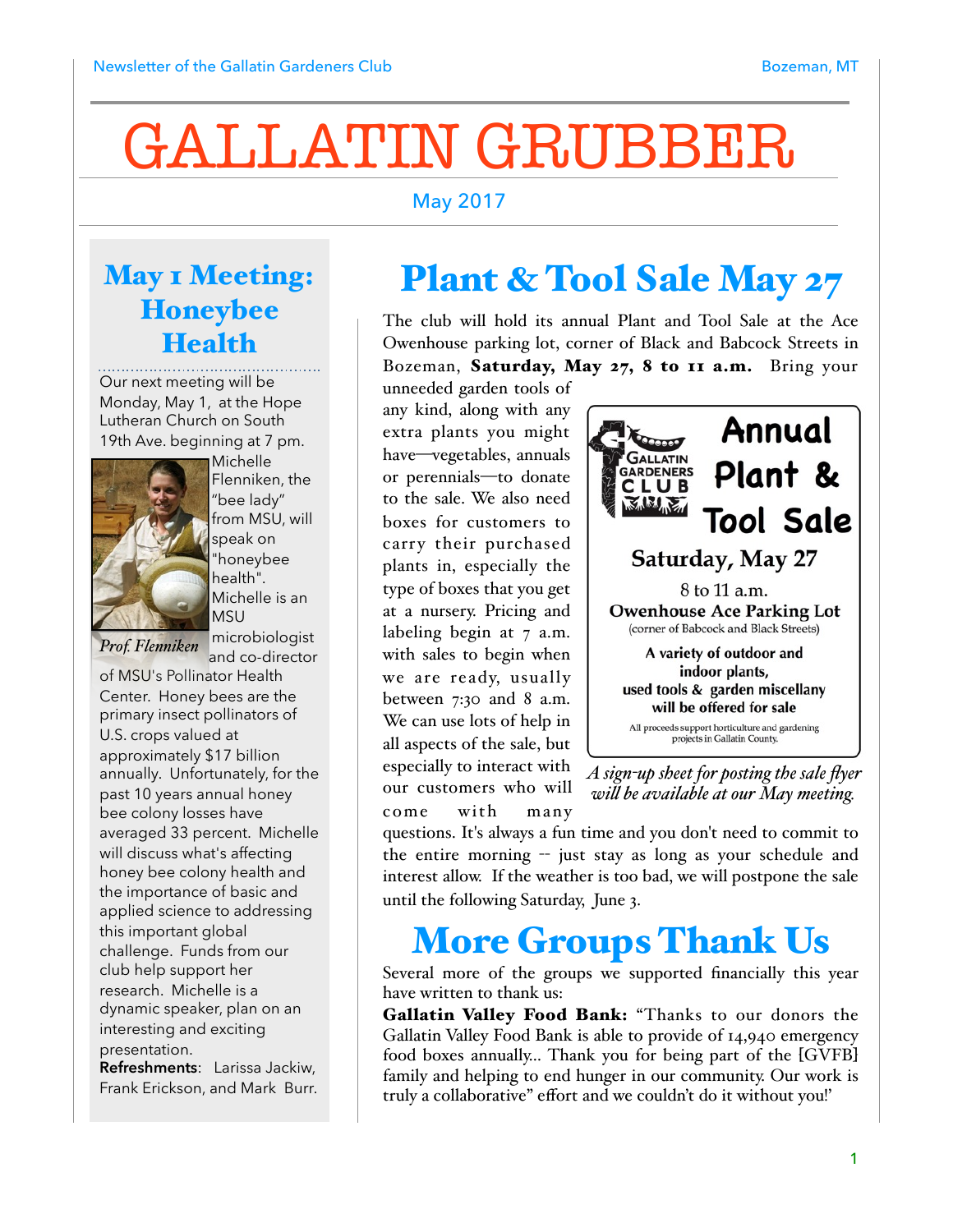# GALLATIN GRUBBER

May 2017

## May 1 Meeting: Honeybee Health

Our next meeting will be Monday, May 1, at the Hope Lutheran Church on South 19th Ave. beginning at 7 pm. Michelle Flenniken, the "bee lady" from MSU, will speak on "honeybee health". Michelle is an MSU microbiologist and co-director of MSU's Pollinator Health Center. Honey bees are the primary insect pollinators of U.S. crops valued at approximately $17 billion annually. Unfortunately, for the past 10 years annual honey bee colony losses have averaged 33 percent. Michelle will discuss what's affecting honey bee colony health and the importance of basic and applied science to addressing this important global challenge. Funds from our club help support her research. Michelle is a dynamic speaker, plan on an interesting and exciting presentation.

*Prof. Flenniken*

**Refreshments**: Larissa Jackiw, Frank Erickson, and Mark Burr.

## Plant & Tool Sale May 27

The club will hold its annual Plant and Tool Sale at the Ace Owenhouse parking lot, corner of Black and Babcock Streets in Bozeman, **Saturday, May 27, 8 to 11 a.m.** Bring your unneeded garden tools of any kind, along with any extra plants you might have—vegetables, annuals or perennials—to donate to the sale. We also need boxes for customers to carry their purchased plants in, especially the type of boxes that you get at a nursery. Pricing and labeling begin at 7 a.m. with sales to begin when we are ready, usually between 7:30 and 8 a.m. We can use lots of help in all aspects of the sale, but especially to interact with our customers who will come with many questions. It's always a fun time and you don't need to commit to the entire morning -- just stay as long as your schedule and interest allow. If the weather is too bad, we will postpone the sale until the following Saturday, June 3.

Gallatin Gardeners Club

**Annual Plant & Tool Sale**

**Saturday, May 27**

8 to 11 a.m.

**Owenhouse Ace Parking Lot**

(corner of Babcock and Black Streets)

**A variety of outdoor and indoor plants, used tools & garden miscellany will be offered for sale**

All proceeds support horticulture and gardening projects in Gallatin County.

*A sign-up sheet for posting the sale flyer will be available at our May meeting.*

## More Groups Thank Us

Several more of the groups we supported financially this year have written to thank us:

**Gallatin Valley Food Bank:** "Thanks to our donors the Gallatin Valley Food Bank is able to provide of 14,940 emergency food boxes annually... Thank you for being part of the [GVFB] family and helping to end hunger in our community. Our work is truly a collaborative" effort and we couldn't do it without you!'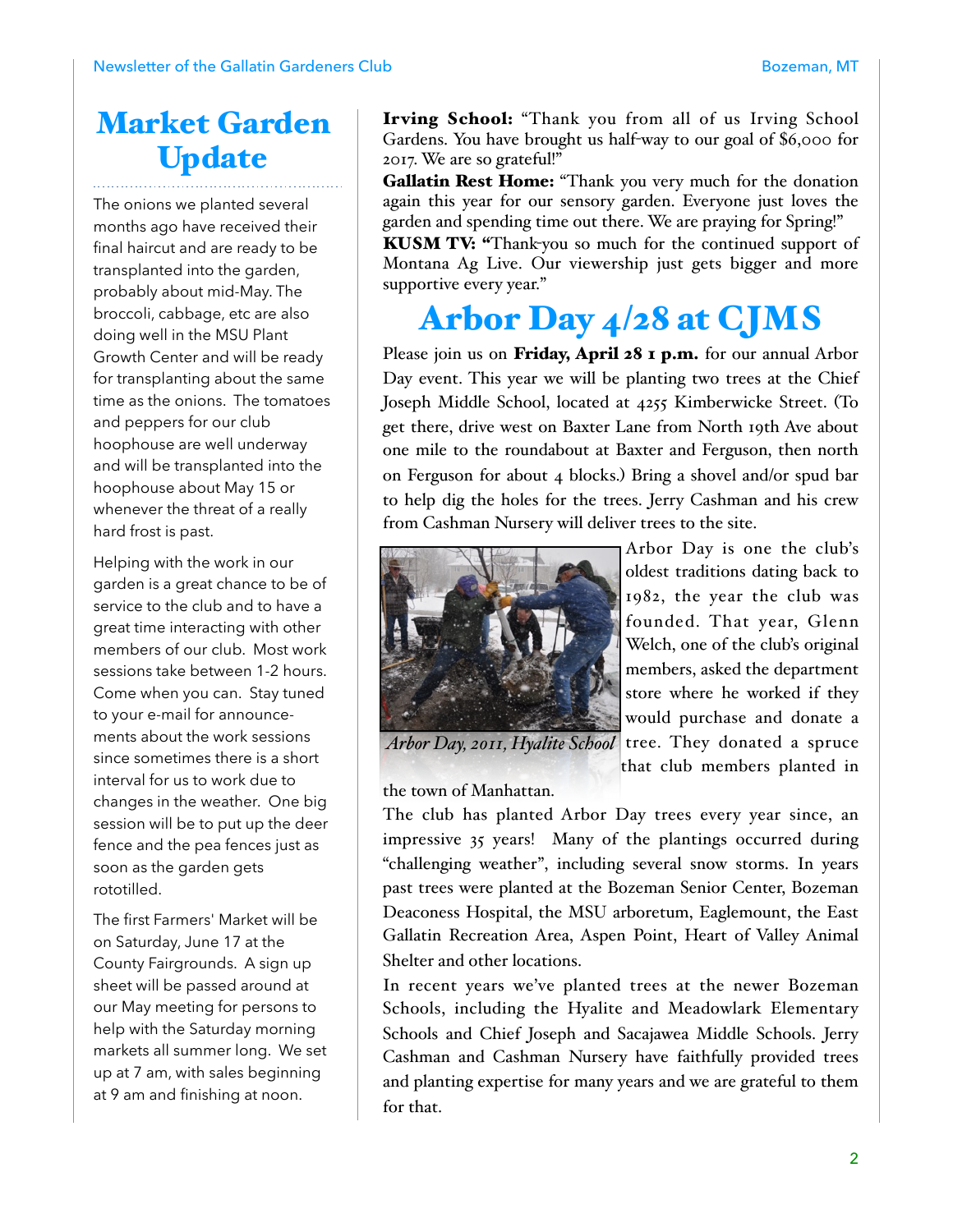# Market Garden Update

The onions we planted several months ago have received their final haircut and are ready to be transplanted into the garden, probably about mid-May. The broccoli, cabbage, etc are also doing well in the MSU Plant Growth Center and will be ready for transplanting about the same time as the onions. The tomatoes and peppers for our club hoophouse are well underway and will be transplanted into the hoophouse about May 15 or whenever the threat of a really hard frost is past.

Helping with the work in our garden is a great chance to be of service to the club and to have a great time interacting with other members of our club. Most work sessions take between 1-2 hours. Come when you can. Stay tuned to your e-mail for announcements about the work sessions since sometimes there is a short interval for us to work due to changes in the weather. One big session will be to put up the deer fence and the pea fences just as soon as the garden gets rototilled.

The first Farmers' Market will be on Saturday, June 17 at the County Fairgrounds. A sign up sheet will be passed around at our May meeting for persons to help with the Saturday morning markets all summer long. We set up at 7 am, with sales beginning at 9 am and finishing at noon.

**Irving School:** "Thank you from all of us Irving School Gardens. You have brought us half-way to our goal of $6,000 for 2017. We are so grateful!"

**Gallatin Rest Home:** "Thank you very much for the donation again this year for our sensory garden. Everyone just loves the garden and spending time out there. We are praying for Spring!"

**KUSM TV: "**Thank-you so much for the continued support of Montana Ag Live. Our viewership just gets bigger and more supportive every year."

# Arbor Day 4/28 at CJMS

Please join us on **Friday, April 28 1 p.m.** for our annual Arbor Day event. This year we will be planting two trees at the Chief Joseph Middle School, located at 4255 Kimberwicke Street. (To get there, drive west on Baxter Lane from North 19th Ave about one mile to the roundabout at Baxter and Ferguson, then north on Ferguson for about 4 blocks.) Bring a shovel and/or spud bar to help dig the holes for the trees. Jerry Cashman and his crew from Cashman Nursery will deliver trees to the site.

*Arbor Day, 2011, Hyalite School*

Arbor Day is one the club's oldest traditions dating back to 1982, the year the club was founded. That year, Glenn Welch, one of the club's original members, asked the department store where he worked if they would purchase and donate a tree. They donated a spruce that club members planted in the town of Manhattan.

The club has planted Arbor Day trees every year since, an impressive 35 years! Many of the plantings occurred during "challenging weather", including several snow storms. In years past trees were planted at the Bozeman Senior Center, Bozeman Deaconess Hospital, the MSU arboretum, Eaglemount, the East Gallatin Recreation Area, Aspen Point, Heart of Valley Animal Shelter and other locations.

In recent years we've planted trees at the newer Bozeman Schools, including the Hyalite and Meadowlark Elementary Schools and Chief Joseph and Sacajawea Middle Schools. Jerry Cashman and Cashman Nursery have faithfully provided trees and planting expertise for many years and we are grateful to them for that.